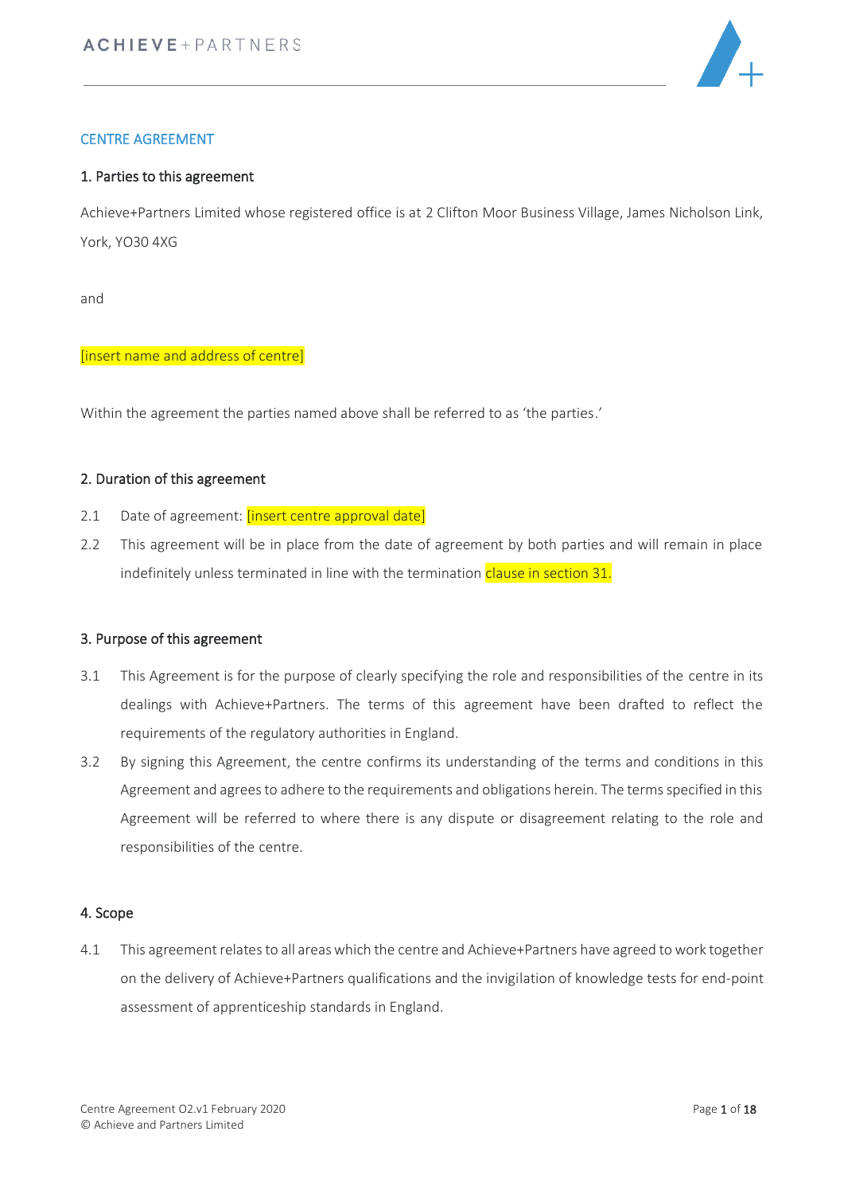# CENTRE AGREEMENT

## 1. Parties to this agreement

Achieve+Partners Limited whose registered office is at 2 Clifton Moor Business Village, James Nicholson Link, York, YO30 4XG

and

[insert name and address of centre]

Within the agreement the parties named above shall be referred to as 'the parties.'

## 2. Duration of this agreement

2.1 Date of agreement: [insert centre approval date]

2.2 This agreement will be in place from the date of agreement by both parties and will remain in place indefinitely unless terminated in line with the termination clause in section 31.

## 3. Purpose of this agreement

3.1 This Agreement is for the purpose of clearly specifying the role and responsibilities of the centre in its dealings with Achieve+Partners. The terms of this agreement have been drafted to reflect the requirements of the regulatory authorities in England.

3.2 By signing this Agreement, the centre confirms its understanding of the terms and conditions in this Agreement and agrees to adhere to the requirements and obligations herein. The terms specified in this Agreement will be referred to where there is any dispute or disagreement relating to the role and responsibilities of the centre.

## 4. Scope

4.1 This agreement relates to all areas which the centre and Achieve+Partners have agreed to work together on the delivery of Achieve+Partners qualifications and the invigilation of knowledge tests for end-point assessment of apprenticeship standards in England.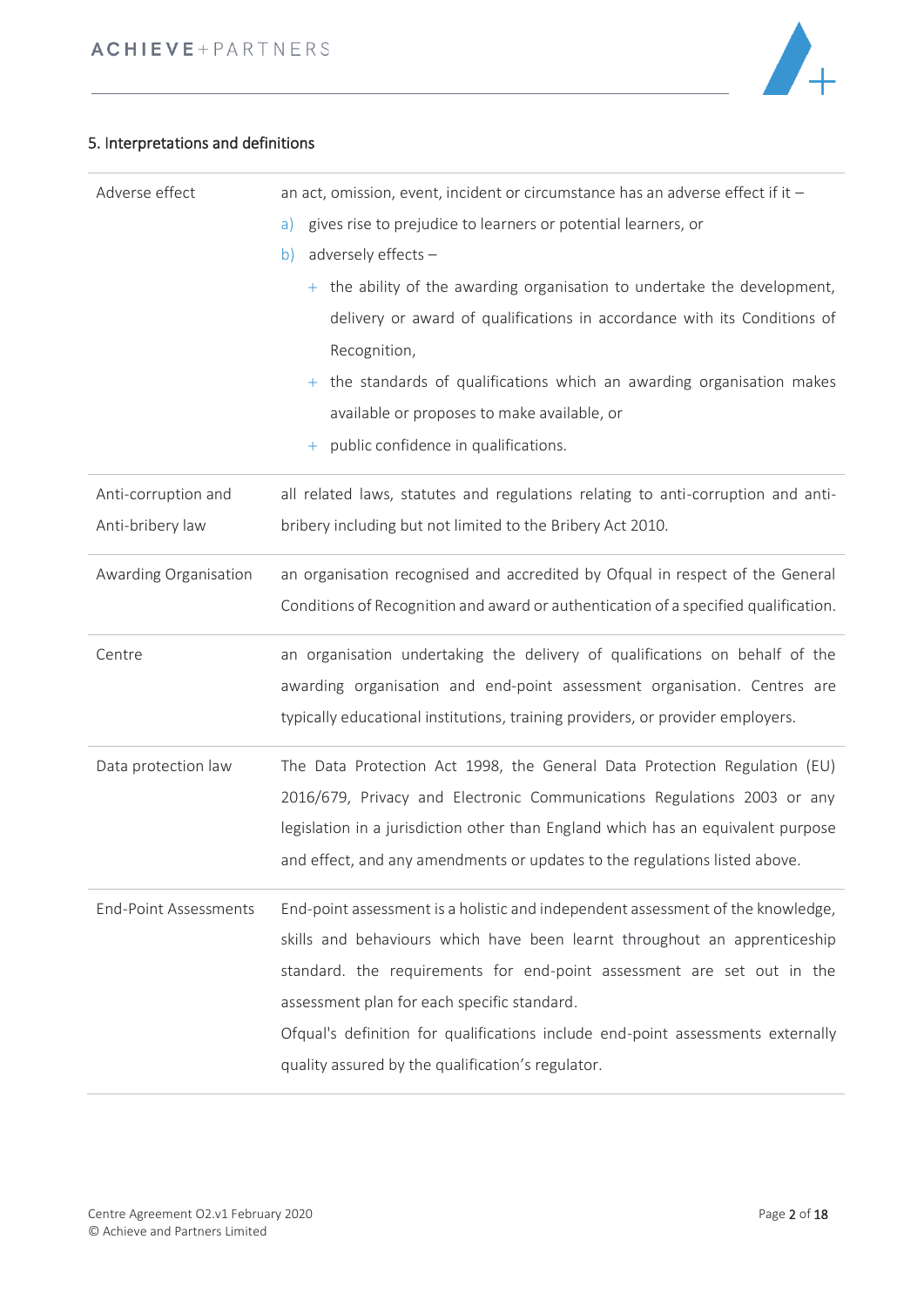## 5. Interpretations and definitions

| | |
|---|---|
| Adverse effect | an act, omission, event, incident or circumstance has an adverse effect if it –<br>a) gives rise to prejudice to learners or potential learners, or<br>b) adversely effects –<br>+ the ability of the awarding organisation to undertake the development, delivery or award of qualifications in accordance with its Conditions of Recognition,<br>+ the standards of qualifications which an awarding organisation makes available or proposes to make available, or<br>+ public confidence in qualifications. |
| Anti-corruption and Anti-bribery law | all related laws, statutes and regulations relating to anti-corruption and anti-bribery including but not limited to the Bribery Act 2010. |
| Awarding Organisation | an organisation recognised and accredited by Ofqual in respect of the General Conditions of Recognition and award or authentication of a specified qualification. |
| Centre | an organisation undertaking the delivery of qualifications on behalf of the awarding organisation and end-point assessment organisation. Centres are typically educational institutions, training providers, or provider employers. |
| Data protection law | The Data Protection Act 1998, the General Data Protection Regulation (EU) 2016/679, Privacy and Electronic Communications Regulations 2003 or any legislation in a jurisdiction other than England which has an equivalent purpose and effect, and any amendments or updates to the regulations listed above. |
| End-Point Assessments | End-point assessment is a holistic and independent assessment of the knowledge, skills and behaviours which have been learnt throughout an apprenticeship standard. the requirements for end-point assessment are set out in the assessment plan for each specific standard.<br>Ofqual's definition for qualifications include end-point assessments externally quality assured by the qualification's regulator. |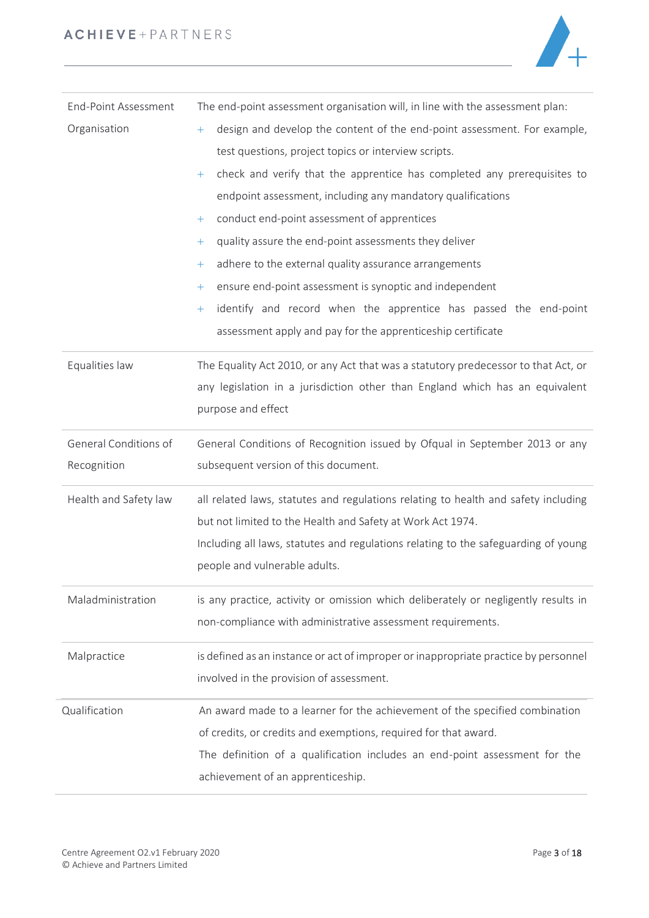| | |
|---|---|
| End-Point Assessment Organisation | The end-point assessment organisation will, in line with the assessment plan:<br>+ design and develop the content of the end-point assessment. For example, test questions, project topics or interview scripts.<br>+ check and verify that the apprentice has completed any prerequisites to endpoint assessment, including any mandatory qualifications<br>+ conduct end-point assessment of apprentices<br>+ quality assure the end-point assessments they deliver<br>+ adhere to the external quality assurance arrangements<br>+ ensure end-point assessment is synoptic and independent<br>+ identify and record when the apprentice has passed the end-point assessment apply and pay for the apprenticeship certificate |
| Equalities law | The Equality Act 2010, or any Act that was a statutory predecessor to that Act, or any legislation in a jurisdiction other than England which has an equivalent purpose and effect |
| General Conditions of Recognition | General Conditions of Recognition issued by Ofqual in September 2013 or any subsequent version of this document. |
| Health and Safety law | all related laws, statutes and regulations relating to health and safety including but not limited to the Health and Safety at Work Act 1974.<br>Including all laws, statutes and regulations relating to the safeguarding of young people and vulnerable adults. |
| Maladministration | is any practice, activity or omission which deliberately or negligently results in non-compliance with administrative assessment requirements. |
| Malpractice | is defined as an instance or act of improper or inappropriate practice by personnel involved in the provision of assessment. |
| Qualification | An award made to a learner for the achievement of the specified combination of credits, or credits and exemptions, required for that award.<br>The definition of a qualification includes an end-point assessment for the achievement of an apprenticeship. |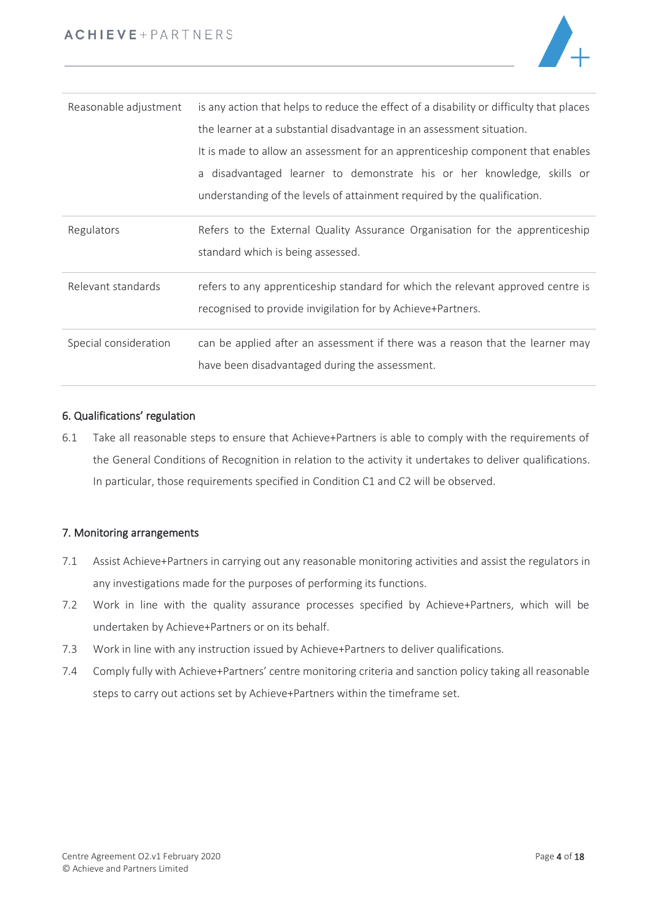| | |
|---|---|
| Reasonable adjustment | is any action that helps to reduce the effect of a disability or difficulty that places the learner at a substantial disadvantage in an assessment situation.<br>It is made to allow an assessment for an apprenticeship component that enables a disadvantaged learner to demonstrate his or her knowledge, skills or understanding of the levels of attainment required by the qualification. |
| Regulators | Refers to the External Quality Assurance Organisation for the apprenticeship standard which is being assessed. |
| Relevant standards | refers to any apprenticeship standard for which the relevant approved centre is recognised to provide invigilation for by Achieve+Partners. |
| Special consideration | can be applied after an assessment if there was a reason that the learner may have been disadvantaged during the assessment. |

## 6. Qualifications' regulation

6.1 Take all reasonable steps to ensure that Achieve+Partners is able to comply with the requirements of the General Conditions of Recognition in relation to the activity it undertakes to deliver qualifications. In particular, those requirements specified in Condition C1 and C2 will be observed.

## 7. Monitoring arrangements

7.1 Assist Achieve+Partners in carrying out any reasonable monitoring activities and assist the regulators in any investigations made for the purposes of performing its functions.

7.2 Work in line with the quality assurance processes specified by Achieve+Partners, which will be undertaken by Achieve+Partners or on its behalf.

7.3 Work in line with any instruction issued by Achieve+Partners to deliver qualifications.

7.4 Comply fully with Achieve+Partners' centre monitoring criteria and sanction policy taking all reasonable steps to carry out actions set by Achieve+Partners within the timeframe set.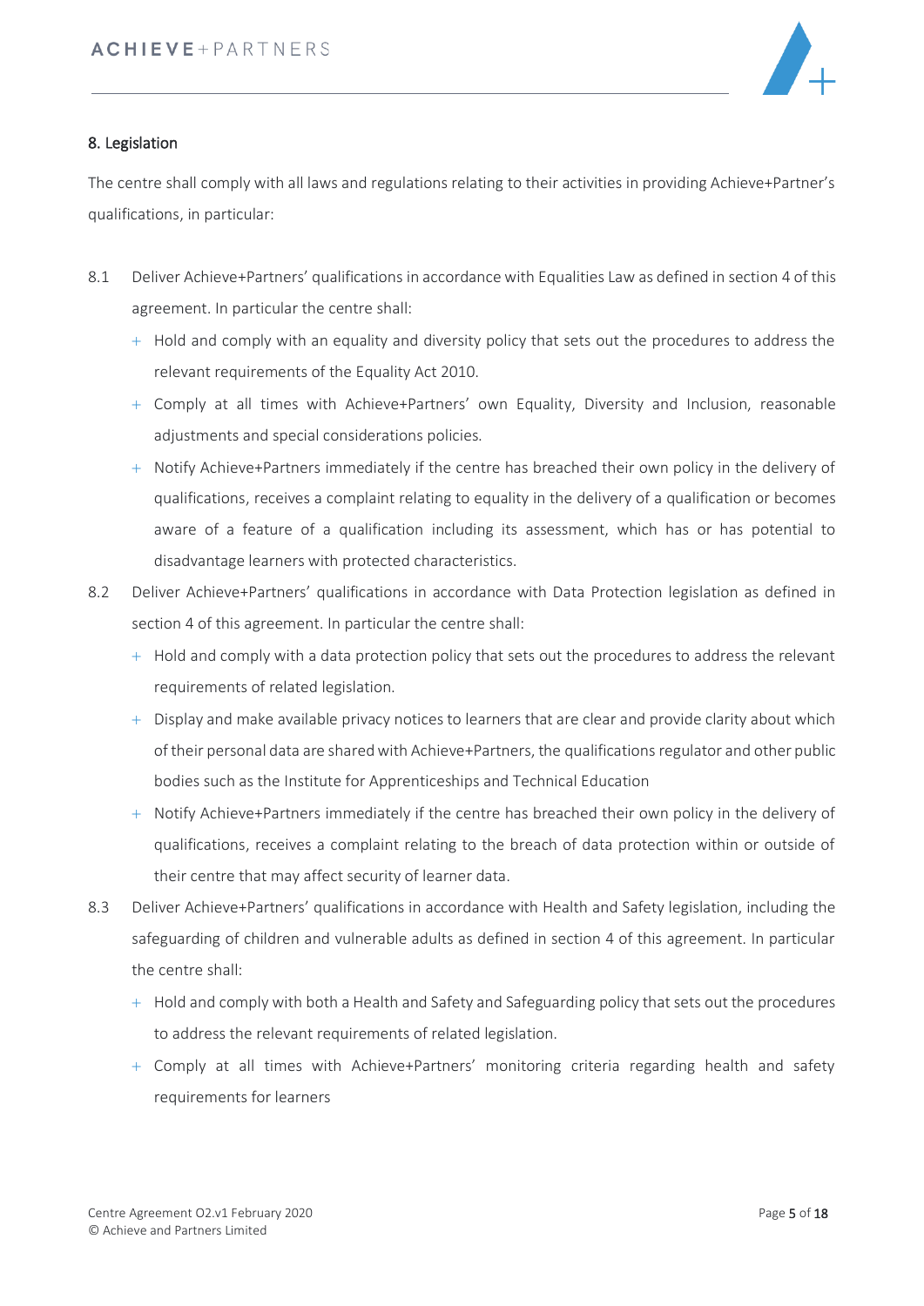## 8. Legislation

The centre shall comply with all laws and regulations relating to their activities in providing Achieve+Partner's qualifications, in particular:

8.1 Deliver Achieve+Partners' qualifications in accordance with Equalities Law as defined in section 4 of this agreement. In particular the centre shall:

- Hold and comply with an equality and diversity policy that sets out the procedures to address the relevant requirements of the Equality Act 2010.
- Comply at all times with Achieve+Partners' own Equality, Diversity and Inclusion, reasonable adjustments and special considerations policies.
- Notify Achieve+Partners immediately if the centre has breached their own policy in the delivery of qualifications, receives a complaint relating to equality in the delivery of a qualification or becomes aware of a feature of a qualification including its assessment, which has or has potential to disadvantage learners with protected characteristics.

8.2 Deliver Achieve+Partners' qualifications in accordance with Data Protection legislation as defined in section 4 of this agreement. In particular the centre shall:

- Hold and comply with a data protection policy that sets out the procedures to address the relevant requirements of related legislation.
- Display and make available privacy notices to learners that are clear and provide clarity about which of their personal data are shared with Achieve+Partners, the qualifications regulator and other public bodies such as the Institute for Apprenticeships and Technical Education
- Notify Achieve+Partners immediately if the centre has breached their own policy in the delivery of qualifications, receives a complaint relating to the breach of data protection within or outside of their centre that may affect security of learner data.

8.3 Deliver Achieve+Partners' qualifications in accordance with Health and Safety legislation, including the safeguarding of children and vulnerable adults as defined in section 4 of this agreement. In particular the centre shall:

- Hold and comply with both a Health and Safety and Safeguarding policy that sets out the procedures to address the relevant requirements of related legislation.
- Comply at all times with Achieve+Partners' monitoring criteria regarding health and safety requirements for learners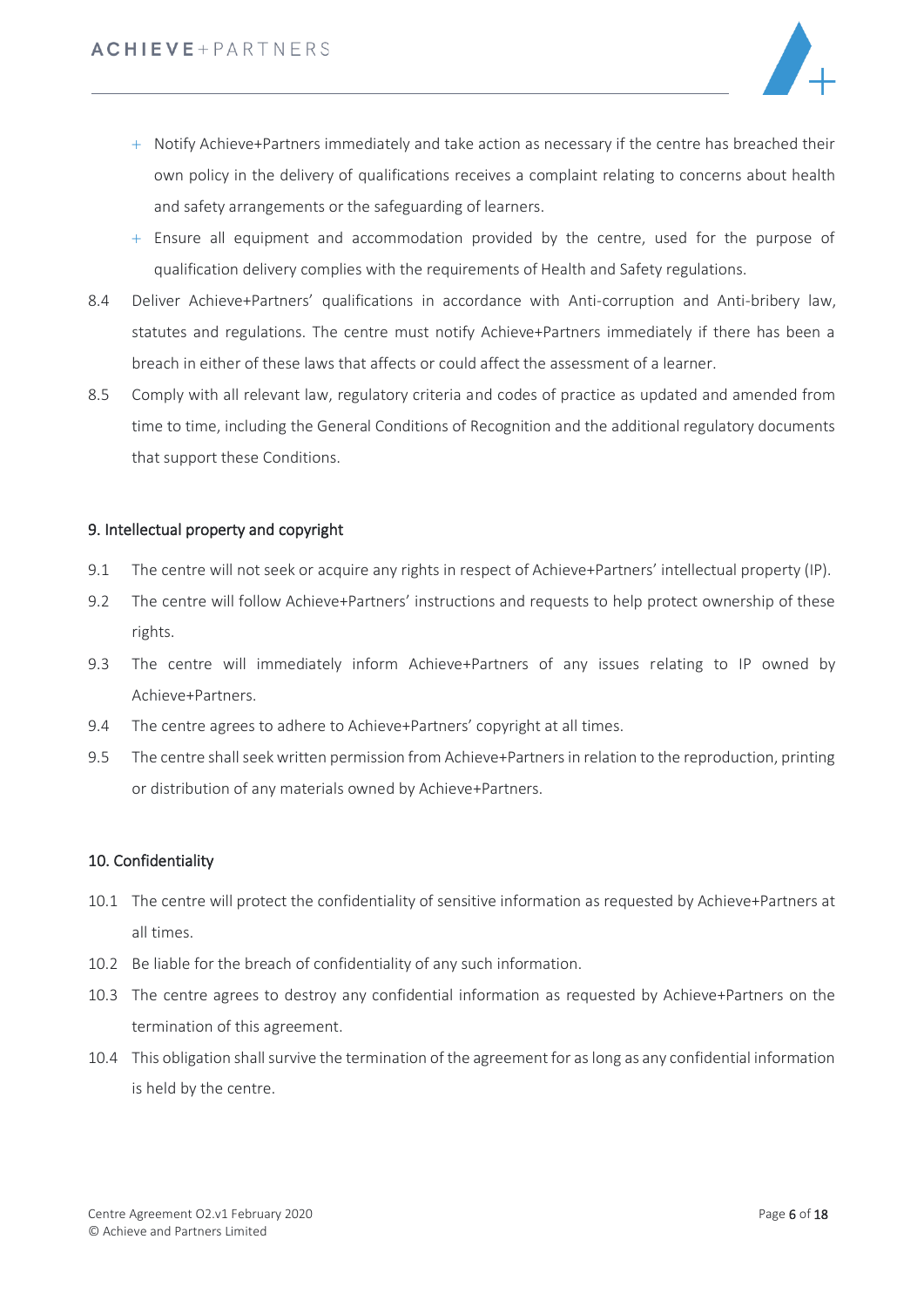- Notify Achieve+Partners immediately and take action as necessary if the centre has breached their own policy in the delivery of qualifications receives a complaint relating to concerns about health and safety arrangements or the safeguarding of learners.
- Ensure all equipment and accommodation provided by the centre, used for the purpose of qualification delivery complies with the requirements of Health and Safety regulations.

8.4 Deliver Achieve+Partners' qualifications in accordance with Anti-corruption and Anti-bribery law, statutes and regulations. The centre must notify Achieve+Partners immediately if there has been a breach in either of these laws that affects or could affect the assessment of a learner.

8.5 Comply with all relevant law, regulatory criteria and codes of practice as updated and amended from time to time, including the General Conditions of Recognition and the additional regulatory documents that support these Conditions.

## 9. Intellectual property and copyright

9.1 The centre will not seek or acquire any rights in respect of Achieve+Partners' intellectual property (IP).

9.2 The centre will follow Achieve+Partners' instructions and requests to help protect ownership of these rights.

9.3 The centre will immediately inform Achieve+Partners of any issues relating to IP owned by Achieve+Partners.

9.4 The centre agrees to adhere to Achieve+Partners' copyright at all times.

9.5 The centre shall seek written permission from Achieve+Partners in relation to the reproduction, printing or distribution of any materials owned by Achieve+Partners.

## 10. Confidentiality

10.1 The centre will protect the confidentiality of sensitive information as requested by Achieve+Partners at all times.

10.2 Be liable for the breach of confidentiality of any such information.

10.3 The centre agrees to destroy any confidential information as requested by Achieve+Partners on the termination of this agreement.

10.4 This obligation shall survive the termination of the agreement for as long as any confidential information is held by the centre.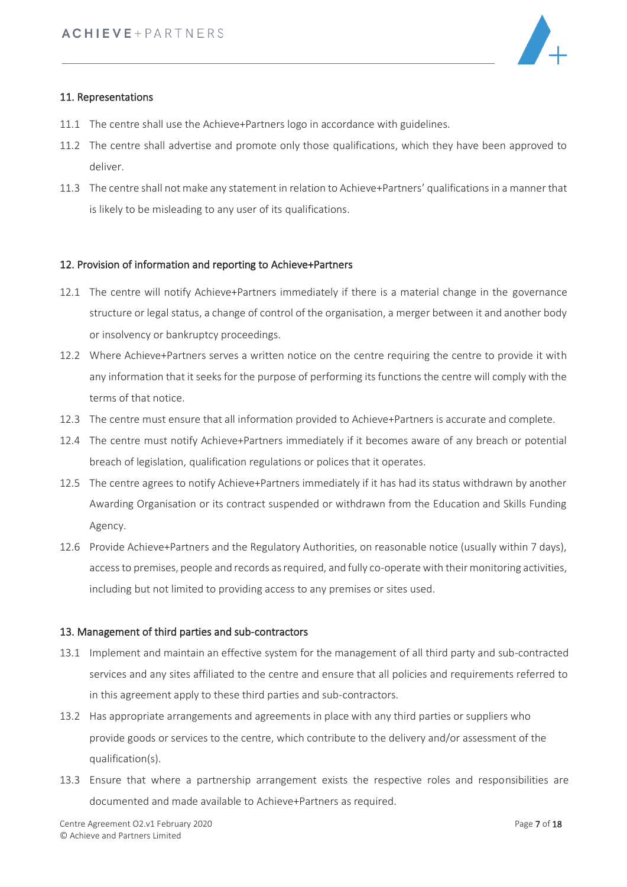## 11. Representations

11.1 The centre shall use the Achieve+Partners logo in accordance with guidelines.

11.2 The centre shall advertise and promote only those qualifications, which they have been approved to deliver.

11.3 The centre shall not make any statement in relation to Achieve+Partners' qualifications in a manner that is likely to be misleading to any user of its qualifications.

## 12. Provision of information and reporting to Achieve+Partners

12.1 The centre will notify Achieve+Partners immediately if there is a material change in the governance structure or legal status, a change of control of the organisation, a merger between it and another body or insolvency or bankruptcy proceedings.

12.2 Where Achieve+Partners serves a written notice on the centre requiring the centre to provide it with any information that it seeks for the purpose of performing its functions the centre will comply with the terms of that notice.

12.3 The centre must ensure that all information provided to Achieve+Partners is accurate and complete.

12.4 The centre must notify Achieve+Partners immediately if it becomes aware of any breach or potential breach of legislation, qualification regulations or polices that it operates.

12.5 The centre agrees to notify Achieve+Partners immediately if it has had its status withdrawn by another Awarding Organisation or its contract suspended or withdrawn from the Education and Skills Funding Agency.

12.6 Provide Achieve+Partners and the Regulatory Authorities, on reasonable notice (usually within 7 days), access to premises, people and records as required, and fully co-operate with their monitoring activities, including but not limited to providing access to any premises or sites used.

## 13. Management of third parties and sub-contractors

13.1 Implement and maintain an effective system for the management of all third party and sub-contracted services and any sites affiliated to the centre and ensure that all policies and requirements referred to in this agreement apply to these third parties and sub-contractors.

13.2 Has appropriate arrangements and agreements in place with any third parties or suppliers who provide goods or services to the centre, which contribute to the delivery and/or assessment of the qualification(s).

13.3 Ensure that where a partnership arrangement exists the respective roles and responsibilities are documented and made available to Achieve+Partners as required.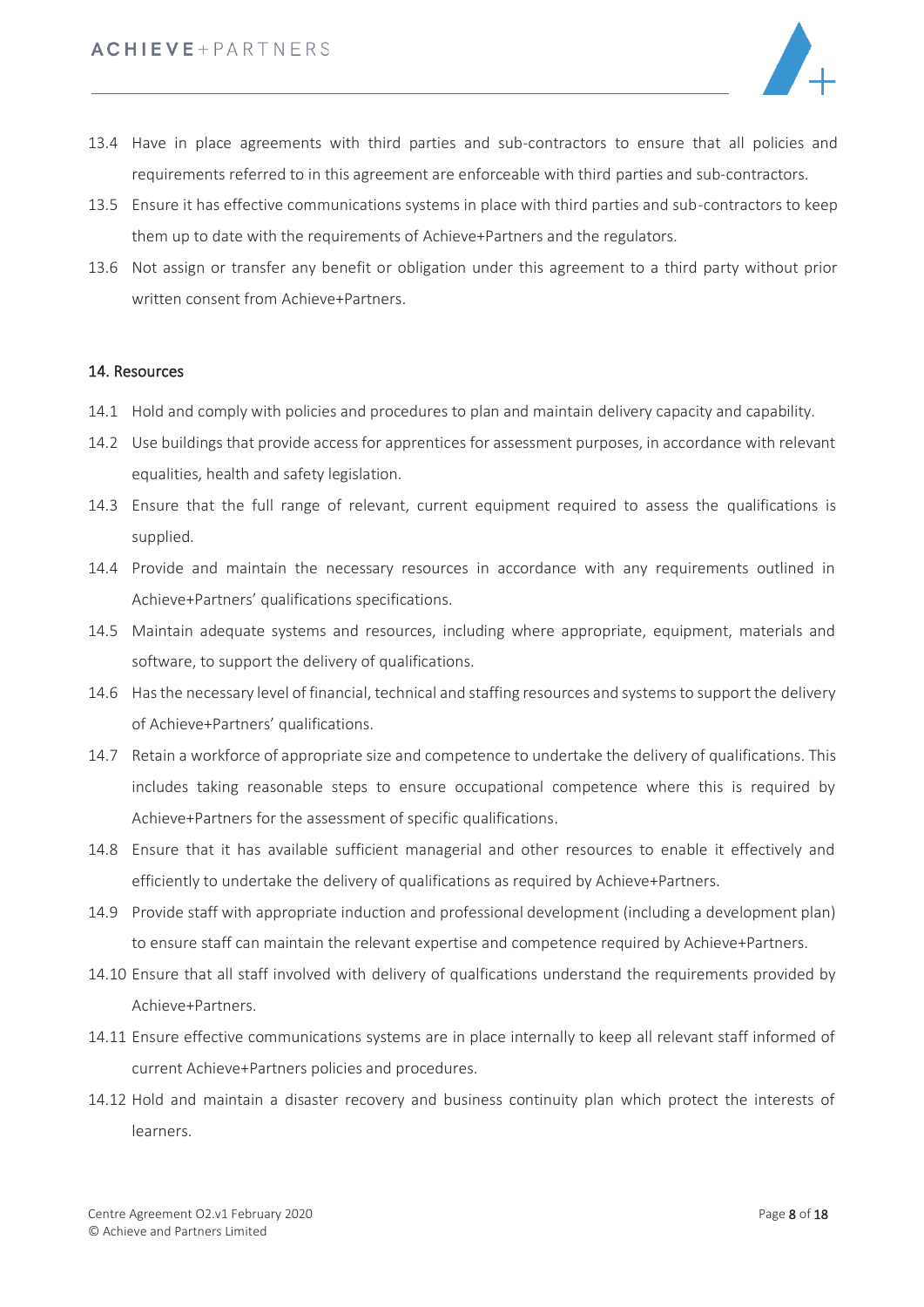13.4 Have in place agreements with third parties and sub-contractors to ensure that all policies and requirements referred to in this agreement are enforceable with third parties and sub-contractors.

13.5 Ensure it has effective communications systems in place with third parties and sub-contractors to keep them up to date with the requirements of Achieve+Partners and the regulators.

13.6 Not assign or transfer any benefit or obligation under this agreement to a third party without prior written consent from Achieve+Partners.

## 14. Resources

14.1 Hold and comply with policies and procedures to plan and maintain delivery capacity and capability.

14.2 Use buildings that provide access for apprentices for assessment purposes, in accordance with relevant equalities, health and safety legislation.

14.3 Ensure that the full range of relevant, current equipment required to assess the qualifications is supplied.

14.4 Provide and maintain the necessary resources in accordance with any requirements outlined in Achieve+Partners' qualifications specifications.

14.5 Maintain adequate systems and resources, including where appropriate, equipment, materials and software, to support the delivery of qualifications.

14.6 Has the necessary level of financial, technical and staffing resources and systems to support the delivery of Achieve+Partners' qualifications.

14.7 Retain a workforce of appropriate size and competence to undertake the delivery of qualifications. This includes taking reasonable steps to ensure occupational competence where this is required by Achieve+Partners for the assessment of specific qualifications.

14.8 Ensure that it has available sufficient managerial and other resources to enable it effectively and efficiently to undertake the delivery of qualifications as required by Achieve+Partners.

14.9 Provide staff with appropriate induction and professional development (including a development plan) to ensure staff can maintain the relevant expertise and competence required by Achieve+Partners.

14.10 Ensure that all staff involved with delivery of qualfications understand the requirements provided by Achieve+Partners.

14.11 Ensure effective communications systems are in place internally to keep all relevant staff informed of current Achieve+Partners policies and procedures.

14.12 Hold and maintain a disaster recovery and business continuity plan which protect the interests of learners.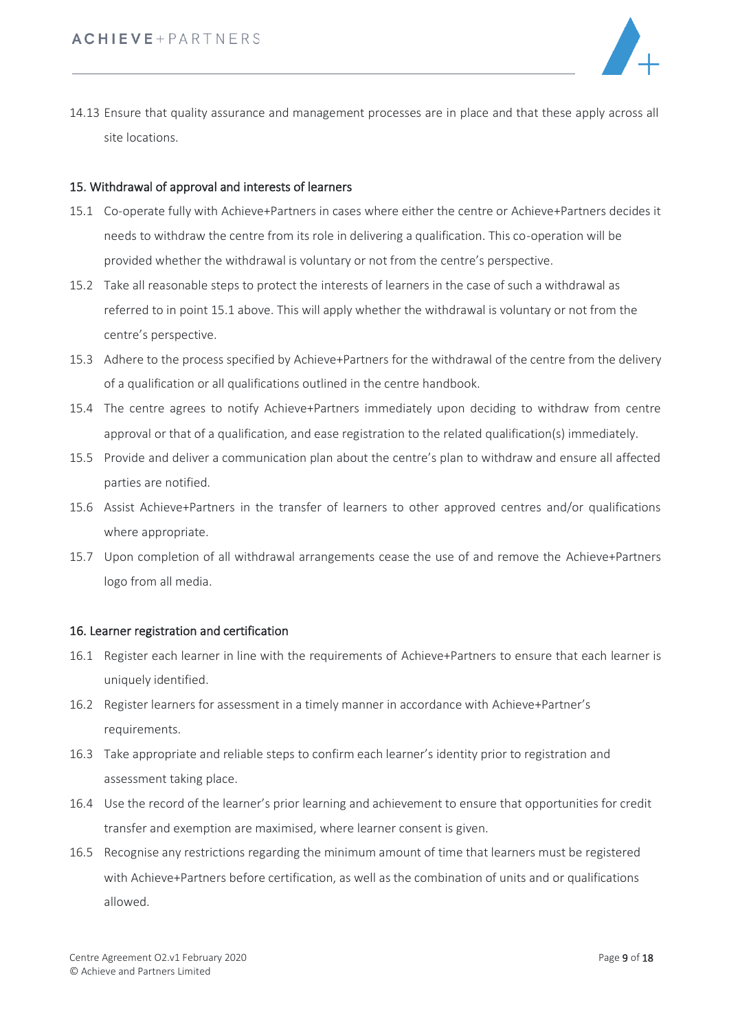14.13 Ensure that quality assurance and management processes are in place and that these apply across all site locations.

## 15. Withdrawal of approval and interests of learners

15.1 Co-operate fully with Achieve+Partners in cases where either the centre or Achieve+Partners decides it needs to withdraw the centre from its role in delivering a qualification. This co-operation will be provided whether the withdrawal is voluntary or not from the centre's perspective.

15.2 Take all reasonable steps to protect the interests of learners in the case of such a withdrawal as referred to in point 15.1 above. This will apply whether the withdrawal is voluntary or not from the centre's perspective.

15.3 Adhere to the process specified by Achieve+Partners for the withdrawal of the centre from the delivery of a qualification or all qualifications outlined in the centre handbook.

15.4 The centre agrees to notify Achieve+Partners immediately upon deciding to withdraw from centre approval or that of a qualification, and ease registration to the related qualification(s) immediately.

15.5 Provide and deliver a communication plan about the centre's plan to withdraw and ensure all affected parties are notified.

15.6 Assist Achieve+Partners in the transfer of learners to other approved centres and/or qualifications where appropriate.

15.7 Upon completion of all withdrawal arrangements cease the use of and remove the Achieve+Partners logo from all media.

## 16. Learner registration and certification

16.1 Register each learner in line with the requirements of Achieve+Partners to ensure that each learner is uniquely identified.

16.2 Register learners for assessment in a timely manner in accordance with Achieve+Partner's requirements.

16.3 Take appropriate and reliable steps to confirm each learner's identity prior to registration and assessment taking place.

16.4 Use the record of the learner's prior learning and achievement to ensure that opportunities for credit transfer and exemption are maximised, where learner consent is given.

16.5 Recognise any restrictions regarding the minimum amount of time that learners must be registered with Achieve+Partners before certification, as well as the combination of units and or qualifications allowed.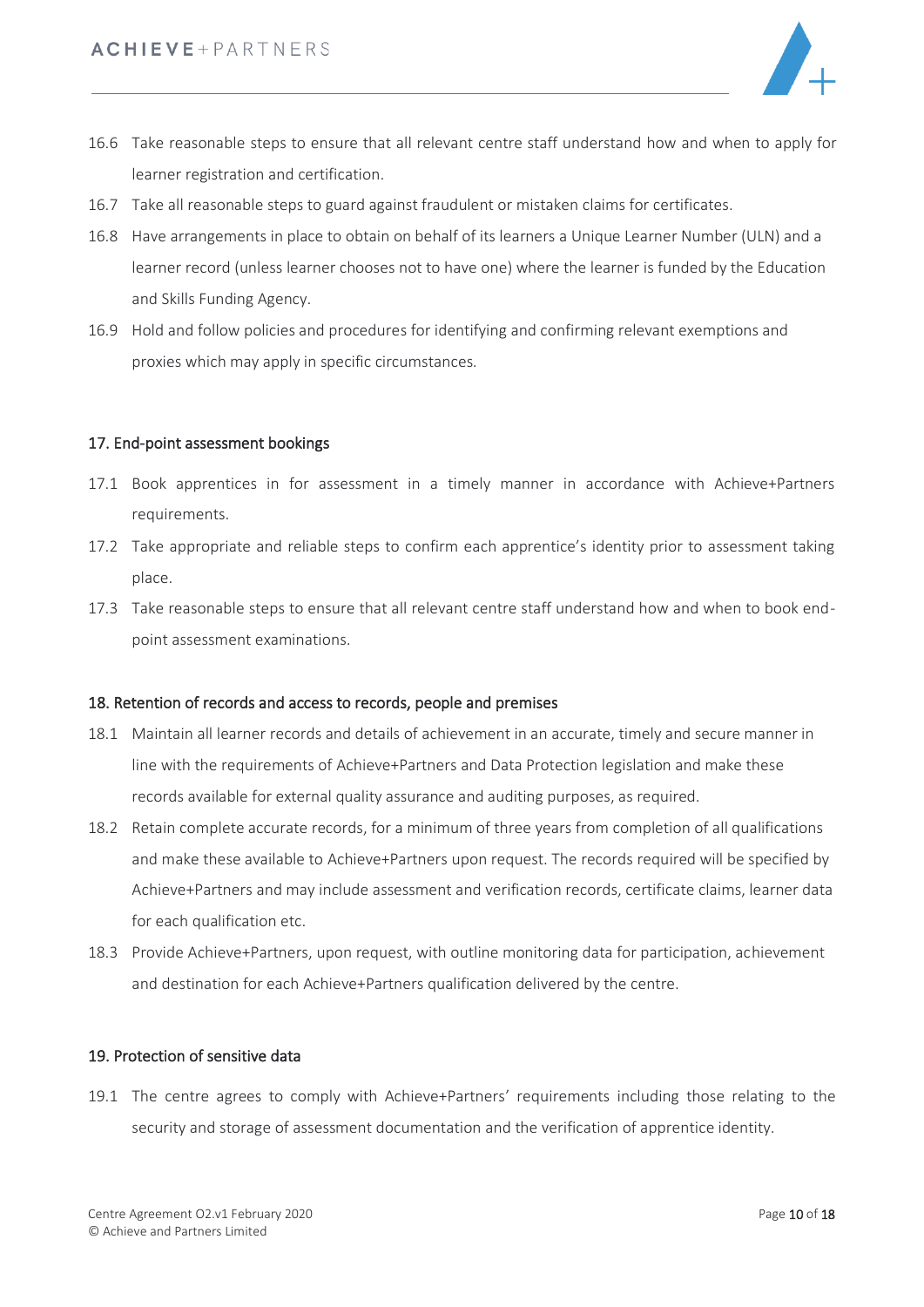16.6 Take reasonable steps to ensure that all relevant centre staff understand how and when to apply for learner registration and certification.

16.7 Take all reasonable steps to guard against fraudulent or mistaken claims for certificates.

16.8 Have arrangements in place to obtain on behalf of its learners a Unique Learner Number (ULN) and a learner record (unless learner chooses not to have one) where the learner is funded by the Education and Skills Funding Agency.

16.9 Hold and follow policies and procedures for identifying and confirming relevant exemptions and proxies which may apply in specific circumstances.

## 17. End-point assessment bookings

17.1 Book apprentices in for assessment in a timely manner in accordance with Achieve+Partners requirements.

17.2 Take appropriate and reliable steps to confirm each apprentice's identity prior to assessment taking place.

17.3 Take reasonable steps to ensure that all relevant centre staff understand how and when to book end-point assessment examinations.

## 18. Retention of records and access to records, people and premises

18.1 Maintain all learner records and details of achievement in an accurate, timely and secure manner in line with the requirements of Achieve+Partners and Data Protection legislation and make these records available for external quality assurance and auditing purposes, as required.

18.2 Retain complete accurate records, for a minimum of three years from completion of all qualifications and make these available to Achieve+Partners upon request. The records required will be specified by Achieve+Partners and may include assessment and verification records, certificate claims, learner data for each qualification etc.

18.3 Provide Achieve+Partners, upon request, with outline monitoring data for participation, achievement and destination for each Achieve+Partners qualification delivered by the centre.

## 19. Protection of sensitive data

19.1 The centre agrees to comply with Achieve+Partners' requirements including those relating to the security and storage of assessment documentation and the verification of apprentice identity.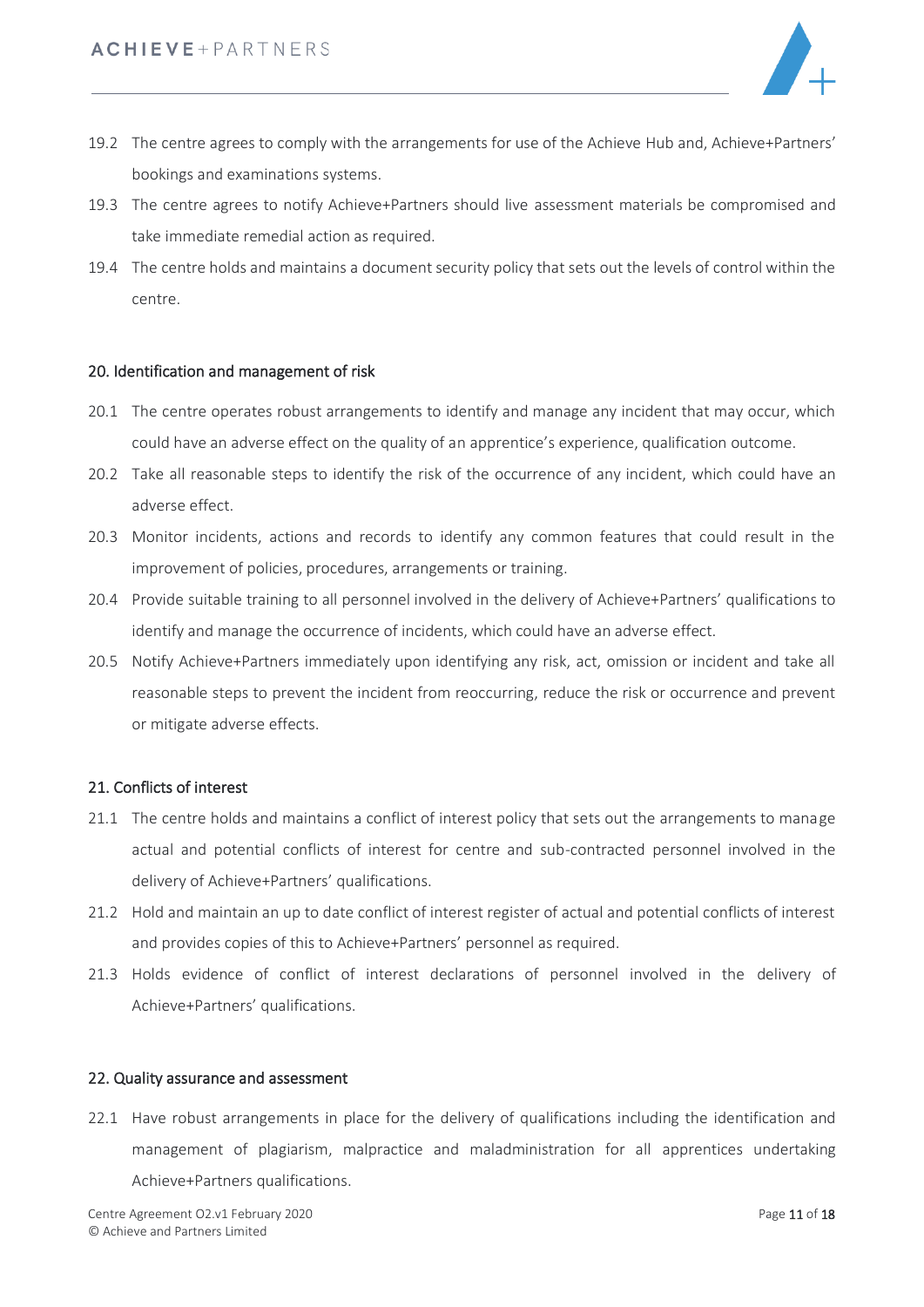19.2 The centre agrees to comply with the arrangements for use of the Achieve Hub and, Achieve+Partners' bookings and examinations systems.

19.3 The centre agrees to notify Achieve+Partners should live assessment materials be compromised and take immediate remedial action as required.

19.4 The centre holds and maintains a document security policy that sets out the levels of control within the centre.

## 20. Identification and management of risk

20.1 The centre operates robust arrangements to identify and manage any incident that may occur, which could have an adverse effect on the quality of an apprentice's experience, qualification outcome.

20.2 Take all reasonable steps to identify the risk of the occurrence of any incident, which could have an adverse effect.

20.3 Monitor incidents, actions and records to identify any common features that could result in the improvement of policies, procedures, arrangements or training.

20.4 Provide suitable training to all personnel involved in the delivery of Achieve+Partners' qualifications to identify and manage the occurrence of incidents, which could have an adverse effect.

20.5 Notify Achieve+Partners immediately upon identifying any risk, act, omission or incident and take all reasonable steps to prevent the incident from reoccurring, reduce the risk or occurrence and prevent or mitigate adverse effects.

## 21. Conflicts of interest

21.1 The centre holds and maintains a conflict of interest policy that sets out the arrangements to manage actual and potential conflicts of interest for centre and sub-contracted personnel involved in the delivery of Achieve+Partners' qualifications.

21.2 Hold and maintain an up to date conflict of interest register of actual and potential conflicts of interest and provides copies of this to Achieve+Partners' personnel as required.

21.3 Holds evidence of conflict of interest declarations of personnel involved in the delivery of Achieve+Partners' qualifications.

## 22. Quality assurance and assessment

22.1 Have robust arrangements in place for the delivery of qualifications including the identification and management of plagiarism, malpractice and maladministration for all apprentices undertaking Achieve+Partners qualifications.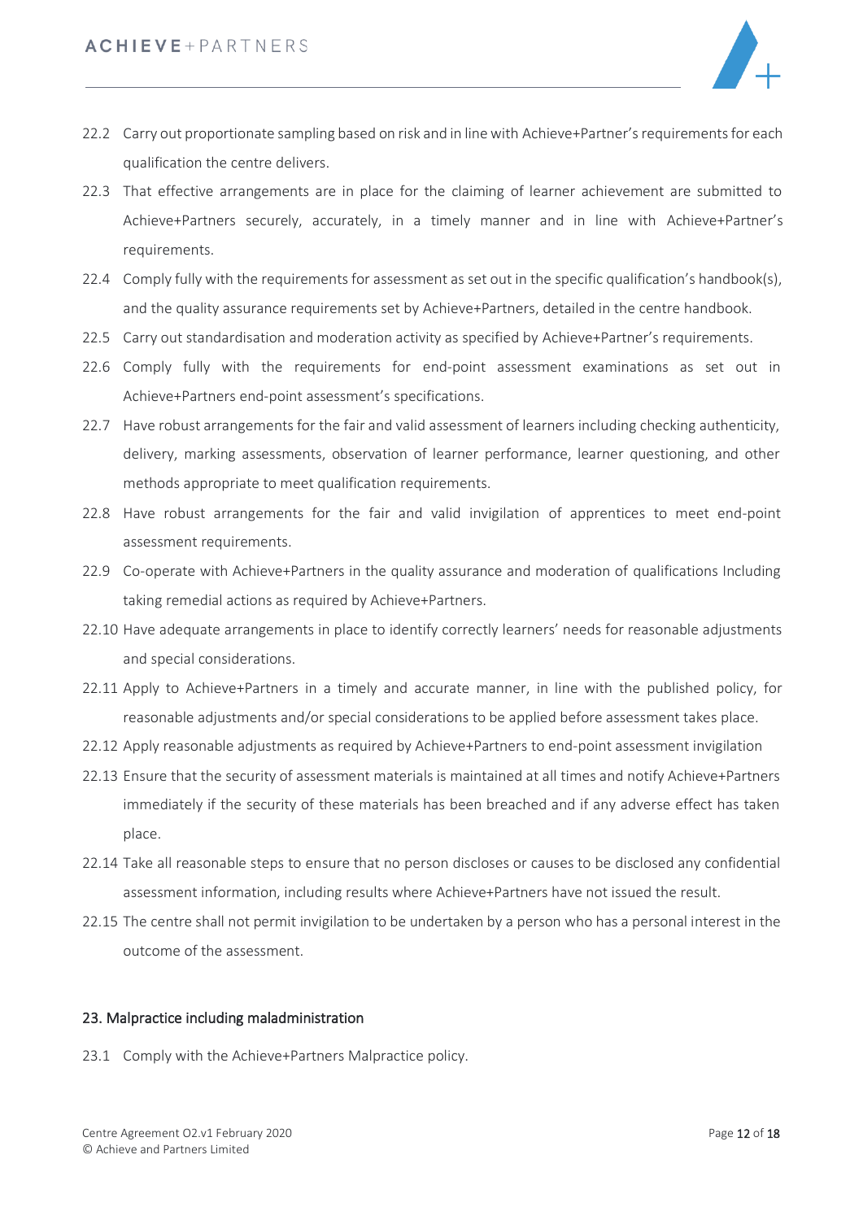22.2 Carry out proportionate sampling based on risk and in line with Achieve+Partner's requirements for each qualification the centre delivers.

22.3 That effective arrangements are in place for the claiming of learner achievement are submitted to Achieve+Partners securely, accurately, in a timely manner and in line with Achieve+Partner's requirements.

22.4 Comply fully with the requirements for assessment as set out in the specific qualification's handbook(s), and the quality assurance requirements set by Achieve+Partners, detailed in the centre handbook.

22.5 Carry out standardisation and moderation activity as specified by Achieve+Partner's requirements.

22.6 Comply fully with the requirements for end-point assessment examinations as set out in Achieve+Partners end-point assessment's specifications.

22.7 Have robust arrangements for the fair and valid assessment of learners including checking authenticity, delivery, marking assessments, observation of learner performance, learner questioning, and other methods appropriate to meet qualification requirements.

22.8 Have robust arrangements for the fair and valid invigilation of apprentices to meet end-point assessment requirements.

22.9 Co-operate with Achieve+Partners in the quality assurance and moderation of qualifications Including taking remedial actions as required by Achieve+Partners.

22.10 Have adequate arrangements in place to identify correctly learners' needs for reasonable adjustments and special considerations.

22.11 Apply to Achieve+Partners in a timely and accurate manner, in line with the published policy, for reasonable adjustments and/or special considerations to be applied before assessment takes place.

22.12 Apply reasonable adjustments as required by Achieve+Partners to end-point assessment invigilation

22.13 Ensure that the security of assessment materials is maintained at all times and notify Achieve+Partners immediately if the security of these materials has been breached and if any adverse effect has taken place.

22.14 Take all reasonable steps to ensure that no person discloses or causes to be disclosed any confidential assessment information, including results where Achieve+Partners have not issued the result.

22.15 The centre shall not permit invigilation to be undertaken by a person who has a personal interest in the outcome of the assessment.

## 23. Malpractice including maladministration

23.1 Comply with the Achieve+Partners Malpractice policy.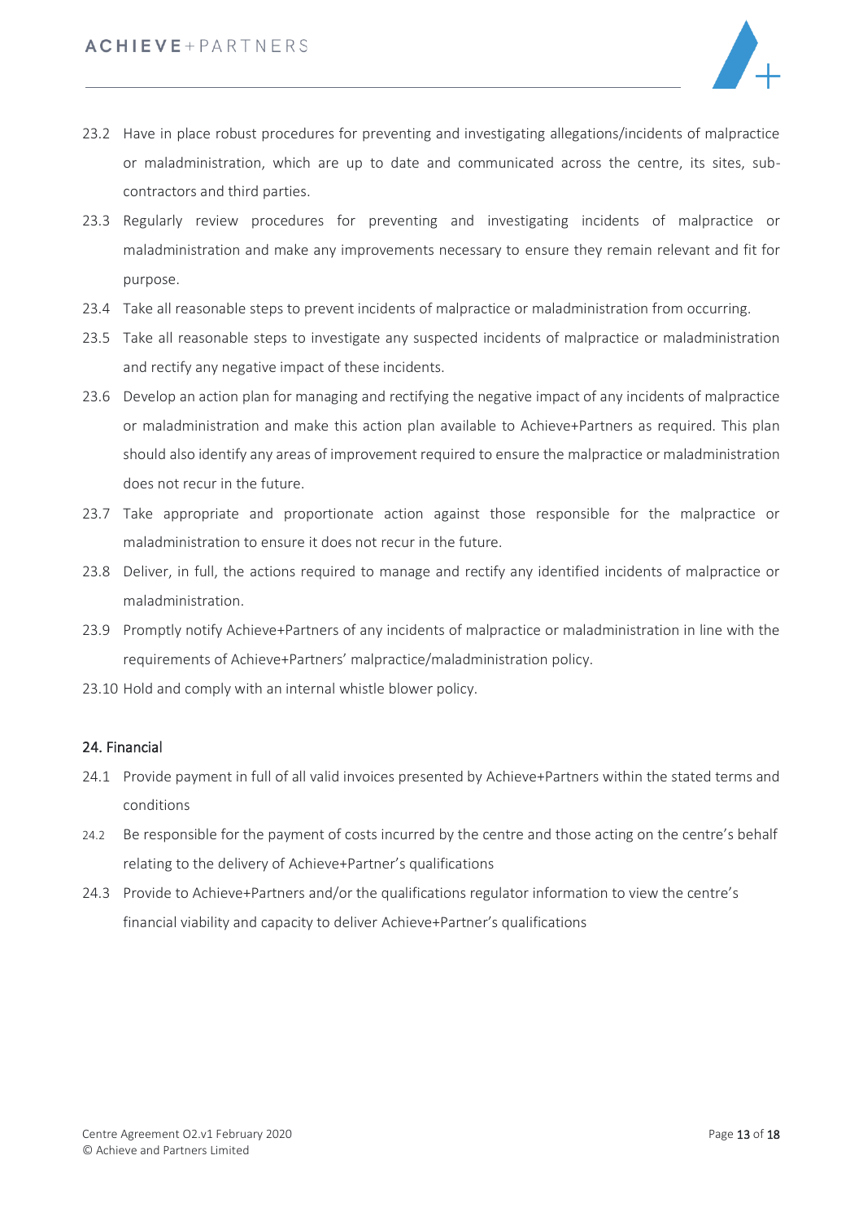23.2 Have in place robust procedures for preventing and investigating allegations/incidents of malpractice or maladministration, which are up to date and communicated across the centre, its sites, sub-contractors and third parties.

23.3 Regularly review procedures for preventing and investigating incidents of malpractice or maladministration and make any improvements necessary to ensure they remain relevant and fit for purpose.

23.4 Take all reasonable steps to prevent incidents of malpractice or maladministration from occurring.

23.5 Take all reasonable steps to investigate any suspected incidents of malpractice or maladministration and rectify any negative impact of these incidents.

23.6 Develop an action plan for managing and rectifying the negative impact of any incidents of malpractice or maladministration and make this action plan available to Achieve+Partners as required. This plan should also identify any areas of improvement required to ensure the malpractice or maladministration does not recur in the future.

23.7 Take appropriate and proportionate action against those responsible for the malpractice or maladministration to ensure it does not recur in the future.

23.8 Deliver, in full, the actions required to manage and rectify any identified incidents of malpractice or maladministration.

23.9 Promptly notify Achieve+Partners of any incidents of malpractice or maladministration in line with the requirements of Achieve+Partners' malpractice/maladministration policy.

23.10 Hold and comply with an internal whistle blower policy.

## 24. Financial

24.1 Provide payment in full of all valid invoices presented by Achieve+Partners within the stated terms and conditions

24.2 Be responsible for the payment of costs incurred by the centre and those acting on the centre's behalf relating to the delivery of Achieve+Partner's qualifications

24.3 Provide to Achieve+Partners and/or the qualifications regulator information to view the centre's financial viability and capacity to deliver Achieve+Partner's qualifications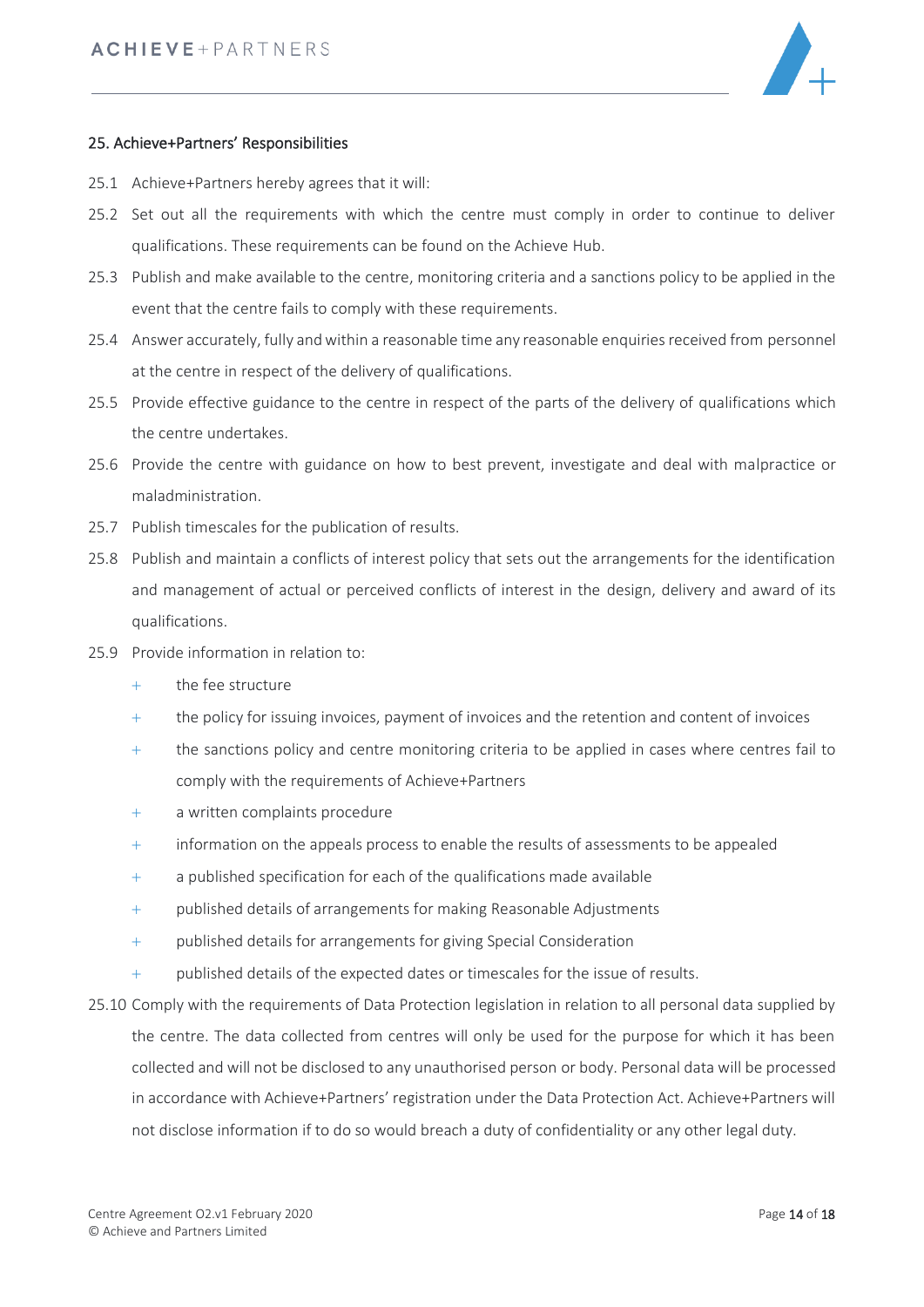## 25. Achieve+Partners' Responsibilities

25.1 Achieve+Partners hereby agrees that it will:

25.2 Set out all the requirements with which the centre must comply in order to continue to deliver qualifications. These requirements can be found on the Achieve Hub.

25.3 Publish and make available to the centre, monitoring criteria and a sanctions policy to be applied in the event that the centre fails to comply with these requirements.

25.4 Answer accurately, fully and within a reasonable time any reasonable enquiries received from personnel at the centre in respect of the delivery of qualifications.

25.5 Provide effective guidance to the centre in respect of the parts of the delivery of qualifications which the centre undertakes.

25.6 Provide the centre with guidance on how to best prevent, investigate and deal with malpractice or maladministration.

25.7 Publish timescales for the publication of results.

25.8 Publish and maintain a conflicts of interest policy that sets out the arrangements for the identification and management of actual or perceived conflicts of interest in the design, delivery and award of its qualifications.

25.9 Provide information in relation to:

- the fee structure
- the policy for issuing invoices, payment of invoices and the retention and content of invoices
- the sanctions policy and centre monitoring criteria to be applied in cases where centres fail to comply with the requirements of Achieve+Partners
- a written complaints procedure
- information on the appeals process to enable the results of assessments to be appealed
- a published specification for each of the qualifications made available
- published details of arrangements for making Reasonable Adjustments
- published details for arrangements for giving Special Consideration
- published details of the expected dates or timescales for the issue of results.

25.10 Comply with the requirements of Data Protection legislation in relation to all personal data supplied by the centre. The data collected from centres will only be used for the purpose for which it has been collected and will not be disclosed to any unauthorised person or body. Personal data will be processed in accordance with Achieve+Partners' registration under the Data Protection Act. Achieve+Partners will not disclose information if to do so would breach a duty of confidentiality or any other legal duty.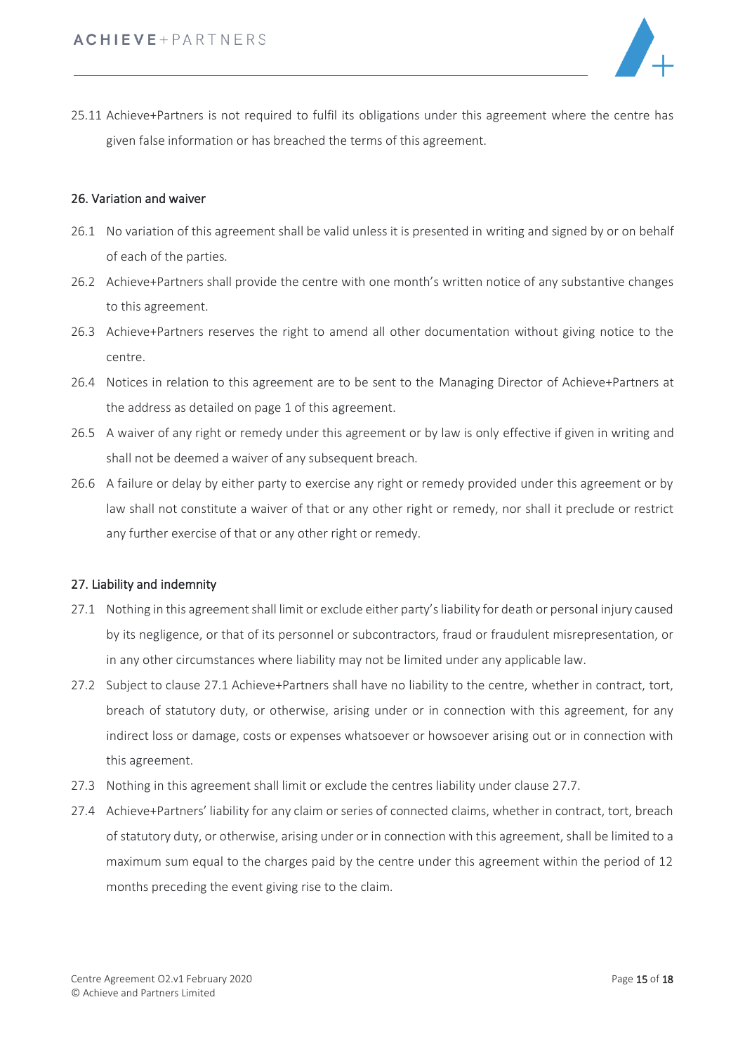25.11 Achieve+Partners is not required to fulfil its obligations under this agreement where the centre has given false information or has breached the terms of this agreement.

## 26. Variation and waiver

26.1 No variation of this agreement shall be valid unless it is presented in writing and signed by or on behalf of each of the parties.

26.2 Achieve+Partners shall provide the centre with one month's written notice of any substantive changes to this agreement.

26.3 Achieve+Partners reserves the right to amend all other documentation without giving notice to the centre.

26.4 Notices in relation to this agreement are to be sent to the Managing Director of Achieve+Partners at the address as detailed on page 1 of this agreement.

26.5 A waiver of any right or remedy under this agreement or by law is only effective if given in writing and shall not be deemed a waiver of any subsequent breach.

26.6 A failure or delay by either party to exercise any right or remedy provided under this agreement or by law shall not constitute a waiver of that or any other right or remedy, nor shall it preclude or restrict any further exercise of that or any other right or remedy.

## 27. Liability and indemnity

27.1 Nothing in this agreement shall limit or exclude either party's liability for death or personal injury caused by its negligence, or that of its personnel or subcontractors, fraud or fraudulent misrepresentation, or in any other circumstances where liability may not be limited under any applicable law.

27.2 Subject to clause 27.1 Achieve+Partners shall have no liability to the centre, whether in contract, tort, breach of statutory duty, or otherwise, arising under or in connection with this agreement, for any indirect loss or damage, costs or expenses whatsoever or howsoever arising out or in connection with this agreement.

27.3 Nothing in this agreement shall limit or exclude the centres liability under clause 27.7.

27.4 Achieve+Partners' liability for any claim or series of connected claims, whether in contract, tort, breach of statutory duty, or otherwise, arising under or in connection with this agreement, shall be limited to a maximum sum equal to the charges paid by the centre under this agreement within the period of 12 months preceding the event giving rise to the claim.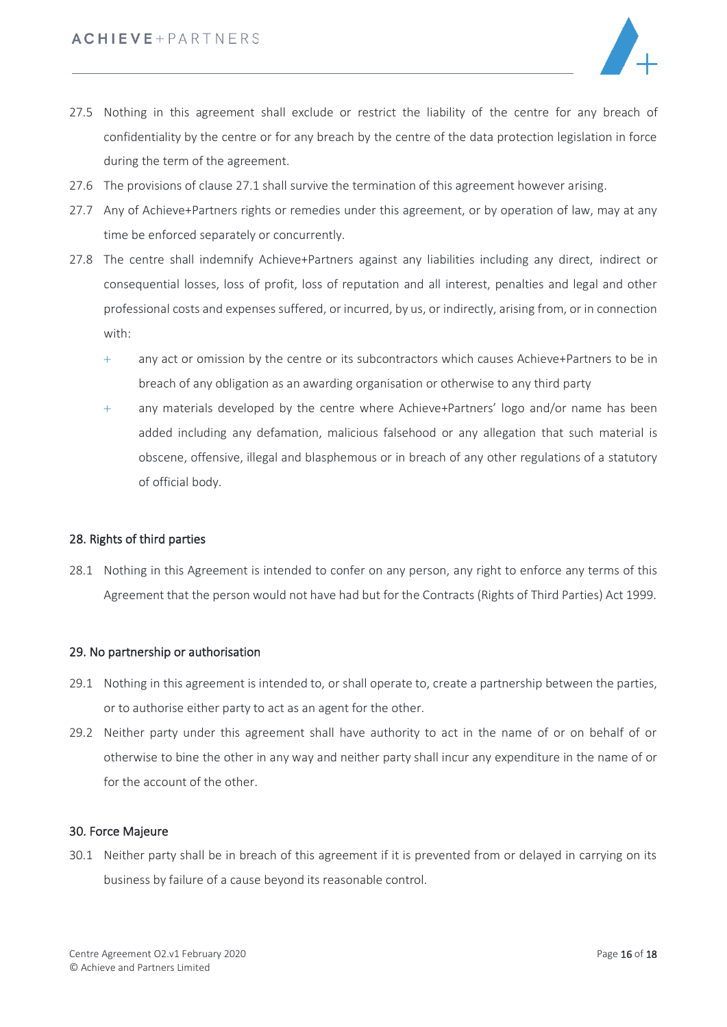27.5 Nothing in this agreement shall exclude or restrict the liability of the centre for any breach of confidentiality by the centre or for any breach by the centre of the data protection legislation in force during the term of the agreement.

27.6 The provisions of clause 27.1 shall survive the termination of this agreement however arising.

27.7 Any of Achieve+Partners rights or remedies under this agreement, or by operation of law, may at any time be enforced separately or concurrently.

27.8 The centre shall indemnify Achieve+Partners against any liabilities including any direct, indirect or consequential losses, loss of profit, loss of reputation and all interest, penalties and legal and other professional costs and expenses suffered, or incurred, by us, or indirectly, arising from, or in connection with:

- any act or omission by the centre or its subcontractors which causes Achieve+Partners to be in breach of any obligation as an awarding organisation or otherwise to any third party
- any materials developed by the centre where Achieve+Partners' logo and/or name has been added including any defamation, malicious falsehood or any allegation that such material is obscene, offensive, illegal and blasphemous or in breach of any other regulations of a statutory of official body.

## 28. Rights of third parties

28.1 Nothing in this Agreement is intended to confer on any person, any right to enforce any terms of this Agreement that the person would not have had but for the Contracts (Rights of Third Parties) Act 1999.

## 29. No partnership or authorisation

29.1 Nothing in this agreement is intended to, or shall operate to, create a partnership between the parties, or to authorise either party to act as an agent for the other.

29.2 Neither party under this agreement shall have authority to act in the name of or on behalf of or otherwise to bine the other in any way and neither party shall incur any expenditure in the name of or for the account of the other.

## 30. Force Majeure

30.1 Neither party shall be in breach of this agreement if it is prevented from or delayed in carrying on its business by failure of a cause beyond its reasonable control.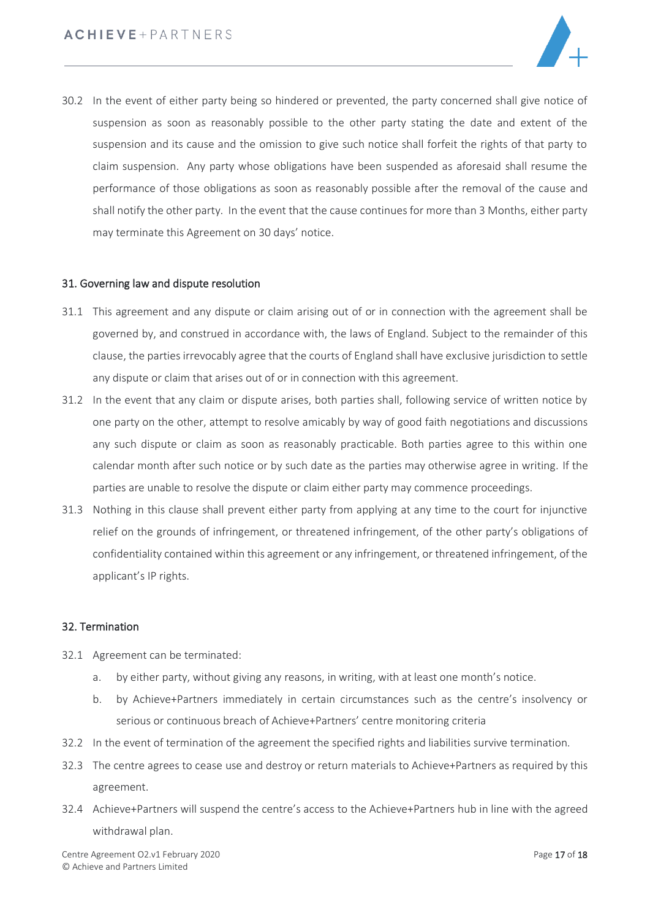30.2 In the event of either party being so hindered or prevented, the party concerned shall give notice of suspension as soon as reasonably possible to the other party stating the date and extent of the suspension and its cause and the omission to give such notice shall forfeit the rights of that party to claim suspension. Any party whose obligations have been suspended as aforesaid shall resume the performance of those obligations as soon as reasonably possible after the removal of the cause and shall notify the other party. In the event that the cause continues for more than 3 Months, either party may terminate this Agreement on 30 days' notice.

## 31. Governing law and dispute resolution

31.1 This agreement and any dispute or claim arising out of or in connection with the agreement shall be governed by, and construed in accordance with, the laws of England. Subject to the remainder of this clause, the parties irrevocably agree that the courts of England shall have exclusive jurisdiction to settle any dispute or claim that arises out of or in connection with this agreement.

31.2 In the event that any claim or dispute arises, both parties shall, following service of written notice by one party on the other, attempt to resolve amicably by way of good faith negotiations and discussions any such dispute or claim as soon as reasonably practicable. Both parties agree to this within one calendar month after such notice or by such date as the parties may otherwise agree in writing. If the parties are unable to resolve the dispute or claim either party may commence proceedings.

31.3 Nothing in this clause shall prevent either party from applying at any time to the court for injunctive relief on the grounds of infringement, or threatened infringement, of the other party's obligations of confidentiality contained within this agreement or any infringement, or threatened infringement, of the applicant's IP rights.

## 32. Termination

32.1 Agreement can be terminated:

a. by either party, without giving any reasons, in writing, with at least one month's notice.

b. by Achieve+Partners immediately in certain circumstances such as the centre's insolvency or serious or continuous breach of Achieve+Partners' centre monitoring criteria

32.2 In the event of termination of the agreement the specified rights and liabilities survive termination.

32.3 The centre agrees to cease use and destroy or return materials to Achieve+Partners as required by this agreement.

32.4 Achieve+Partners will suspend the centre's access to the Achieve+Partners hub in line with the agreed withdrawal plan.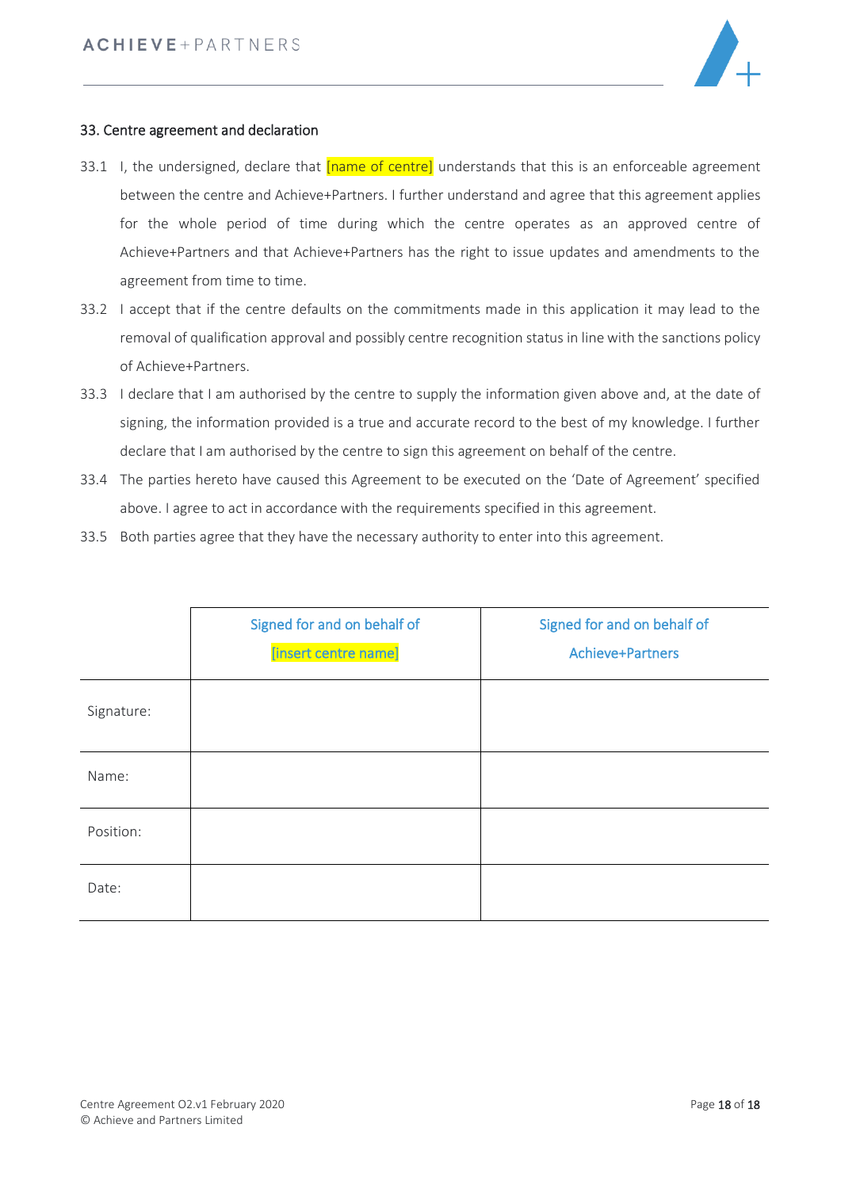## 33. Centre agreement and declaration

33.1 I, the undersigned, declare that [name of centre] understands that this is an enforceable agreement between the centre and Achieve+Partners. I further understand and agree that this agreement applies for the whole period of time during which the centre operates as an approved centre of Achieve+Partners and that Achieve+Partners has the right to issue updates and amendments to the agreement from time to time.

33.2 I accept that if the centre defaults on the commitments made in this application it may lead to the removal of qualification approval and possibly centre recognition status in line with the sanctions policy of Achieve+Partners.

33.3 I declare that I am authorised by the centre to supply the information given above and, at the date of signing, the information provided is a true and accurate record to the best of my knowledge. I further declare that I am authorised by the centre to sign this agreement on behalf of the centre.

33.4 The parties hereto have caused this Agreement to be executed on the 'Date of Agreement' specified above. I agree to act in accordance with the requirements specified in this agreement.

33.5 Both parties agree that they have the necessary authority to enter into this agreement.

| | Signed for and on behalf of [insert centre name] | Signed for and on behalf of Achieve+Partners |
|---|---|---|
| Signature: | | |
| Name: | | |
| Position: | | |
| Date: | | |